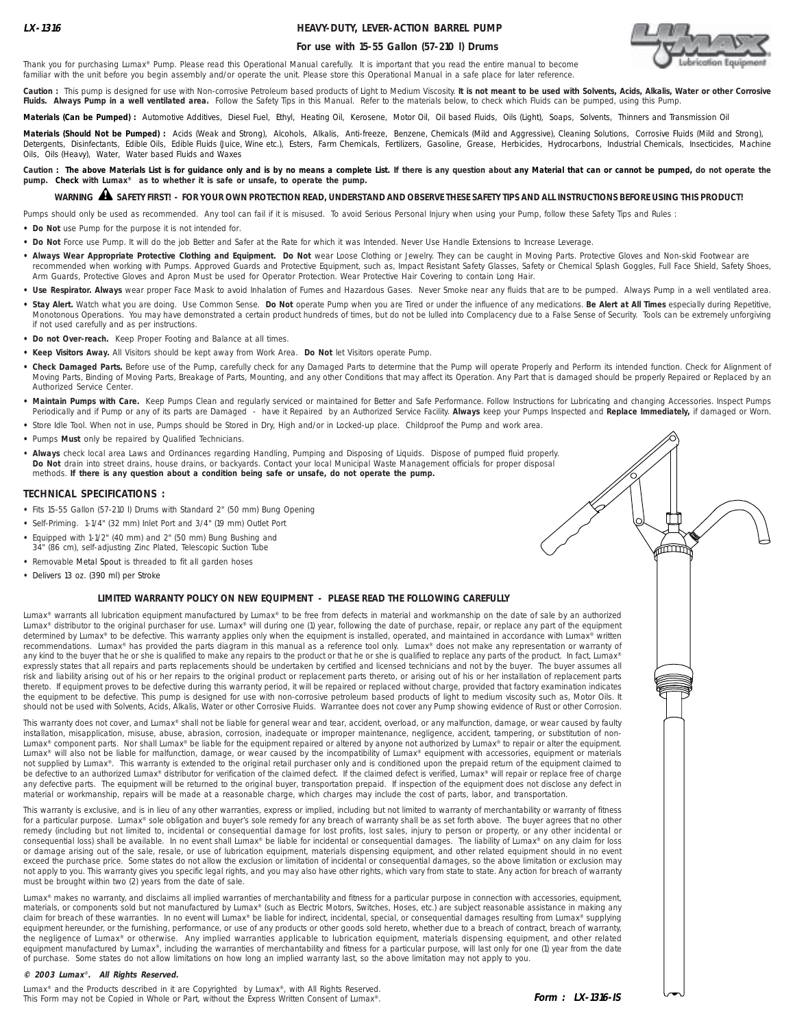**LX-1316**

# HEAVY-DUTY, LEVER-ACTION BARREL PUMP

## For use with 15-55 Gallon (57-210 l) Drums

Thank you for purchasing Lumax® Pump. Please read this Operational Manual carefully. It is important that you read the entire manual to become familiar with the unit before you begin assembly and/or operate the unit. Please store this Operational Manual in a safe place for later reference.

**Caution :** This pump is designed for use with Non-corrosive Petroleum based products of Light to Medium Viscosity. **It is not meant to be used with Solvents, Acids, Alkalis, Water or other Corrosive Fluids. Always Pump in a well ventilated area.** Follow the Safety Tips in this Manual. Refer to the materials below, to check which Fluids can be pumped, using this Pump.

**Materials (Can be Pumped) :** Automotive Additives, Diesel Fuel, Ethyl, Heating Oil, Kerosene, Motor Oil, Oil based Fluids, Oils (Light), Soaps, Solvents, Thinners and Transmission Oil

**Materials (Should Not be Pumped) :** Acids (Weak and Strong), Alcohols, Alkalis, Anti-freeze, Benzene, Chemicals (Mild and Aggressive), Cleaning Solutions, Corrosive Fluids (Mild and Strong), Detergents, Disinfectants, Edible Oils, Edible Fluids (Juice, Wine etc.), Esters, Farm Chemicals, Fertilizers, Gasoline, Grease, Herbicides, Hydrocarbons, Industrial Chemicals, Insecticides, Machine Oils, Oils (Heavy), Water, Water based Fluids and Waxes

**Caution : The above Materials List is for guidance only and is by no means a complete List. If there is any question about any Material that can or cannot be pumped, do not operate the pump. Check with Lumax® as to whether it is safe or unsafe, to operate the pump.**

**WARNING ⚠ SAFETY FIRST! - FOR YOUR OWN PROTECTION READ, UNDERSTAND AND OBSERVE THESE SAFETY TIPS AND ALL INSTRUCTIONS BEFORE USING THIS PRODUCT!**

Pumps should only be used as recommended. Any tool can fail if it is misused. To avoid Serious Personal Injury when using your Pump, follow these Safety Tips and Rules :

- **Do Not** use Pump for the purpose it is not intended for.
- **Do Not** Force use Pump. It will do the job Better and Safer at the Rate for which it was Intended. Never Use Handle Extensions to Increase Leverage.
- **Always Wear Appropriate Protective Clothing and Equipment. Do Not** wear Loose Clothing or Jewelry. They can be caught in Moving Parts. Protective Gloves and Non-skid Footwear are recommended when working with Pumps. Approved Guards and Protective Equipment, such as, Impact Resistant Safety Glasses, Safety or Chemical Splash Goggles, Full Face Shield, Safety Shoes, Arm Guards, Protective Gloves and Apron Must be used for Operator Protection. Wear Protective Hair Covering to contain Long Hair.
- **Use Respirator. Always** wear proper Face Mask to avoid Inhalation of Fumes and Hazardous Gases. Never Smoke near any fluids that are to be pumped. Always Pump in a well ventilated area.
- **Stay Alert.** Watch what you are doing. Use Common Sense. **Do Not** operate Pump when you are Tired or under the influence of any medications. **Be Alert at All Times** especially during Repetitive, Monotonous Operations. You may have demonstrated a certain product hundreds of times, but do not be lulled into Complacency due to a False Sense of Security. Tools can be extremely unforgiving if not used carefully and as per instructions.
- **Do not Over-reach.** Keep Proper Footing and Balance at all times.
- **Keep Visitors Away.** All Visitors should be kept away from Work Area. **Do Not** let Visitors operate Pump.
- **Check Damaged Parts.** Before use of the Pump, carefully check for any Damaged Parts to determine that the Pump will operate Properly and Perform its intended function. Check for Alignment of Moving Parts, Binding of Moving Parts, Breakage of Parts, Mounting, and any other Conditions that may affect its Operation. Any Part that is damaged should be properly Repaired or Replaced by an Authorized Service Center.
- **Maintain Pumps with Care.** Keep Pumps Clean and regularly serviced or maintained for Better and Safe Performance. Follow Instructions for Lubricating and changing Accessories. Inspect Pumps Periodically and if Pump or any of its parts are Damaged - have it Repaired by an Authorized Service Facility. **Always** keep your Pumps Inspected and **Replace Immediately,** if damaged or Worn.
- Store Idle Tool. When not in use, Pumps should be Stored in Dry, High and/or in Locked-up place. Childproof the Pump and work area.
- Pumps **Must** only be repaired by Qualified Technicians.
- **Always** check local area Laws and Ordinances regarding Handling, Pumping and Disposing of Liquids. Dispose of pumped fluid properly. **Do Not** drain into street drains, house drains, or backyards. Contact your local Municipal Waste Management officials for proper disposal methods. **If there is any question about a condition being safe or unsafe, do not operate the pump.**

### TECHNICAL SPECIFICATIONS :

- Fits 15-55 Gallon (57-210 l) Drums with Standard 2" (50 mm) Bung Opening
- Self-Priming. 1-1/4" (32 mm) Inlet Port and 3/4" (19 mm) Outlet Port
- Equipped with 1-1/2" (40 mm) and 2" (50 mm) Bung Bushing and 34" (86 cm), self-adjusting Zinc Plated, Telescopic Suction Tube
- Removable Metal Spout is threaded to fit all garden hoses
- Delivers 13 oz. (390 ml) per Stroke

### LIMITED WARRANTY POLICY ON NEW EQUIPMENT - PLEASE READ THE FOLLOWING CAREFULLY

Lumax® warrants all lubrication equipment manufactured by Lumax® to be free from defects in material and workmanship on the date of sale by an authorized Lumax® distributor to the original purchaser for use. Lumax® will during one (1) year, following the date of purchase, repair, or replace any part of the equipment determined by Lumax® to be defective. This warranty applies only when the equipment is installed, operated, and maintained in accordance with Lumax® written recommendations. Lumax® has provided the parts diagram in this manual as a reference tool only. Lumax® does not make any representation or warranty of any kind to the buyer that he or she is qualified to make any repairs to the product or that he or she is qualified to replace any parts of the product. In fact, Lumax® expressly states that all repairs and parts replacements should be undertaken by certified and licensed technicians and not by the buyer. The buyer assumes all risk and liability arising out of his or her repairs to the original product or replacement parts thereto, or arising out of his or her installation of replacement parts thereto. If equipment proves to be defective during this warranty period, it will be repaired or replaced without charge, provided that factory examination indicates the equipment to be defective. This pump is designed for use with non-corrosive petroleum based products of light to medium viscosity such as, Motor Oils. It should not be used with Solvents, Acids, Alkalis, Water or other Corrosive Fluids. Warrantee does not cover any Pump showing evidence of Rust or other Corrosion.

This warranty does not cover, and Lumax® shall not be liable for general wear and tear, accident, overload, or any malfunction, damage, or wear caused by faulty installation, misapplication, misuse, abuse, abrasion, corrosion, inadequate or improper maintenance, negligence, accident, tampering, or substitution of non-Lumax® component parts. Nor shall Lumax® be liable for the equipment repaired or altered by anyone not authorized by Lumax® to repair or alter the equipment. Lumax® will also not be liable for malfunction, damage, or wear caused by the incompatibility of Lumax® equipment with accessories, equipment or materials not supplied by Lumax®. This warranty is extended to the original retail purchaser only and is conditioned upon the prepaid return of the equipment claimed to be defective to an authorized Lumax® distributor for verification of the claimed defect. If the claimed defect is verified, Lumax® will repair or replace free of charge any defective parts. The equipment will be returned to the original buyer, transportation prepaid. If inspection of the equipment does not disclose any defect in material or workmanship, repairs will be made at a reasonable charge, which charges may include the cost of parts, labor, and transportation.

This warranty is exclusive, and is in lieu of any other warranties, express or implied, including but not limited to warranty of merchantability or warranty of fitness for a particular purpose. Lumax® sole obligation and buyer's sole remedy for any breach of warranty shall be as set forth above. The buyer agrees that no other remedy (including but not limited to, incidental or consequential damage for lost profits, lost sales, injury to person or property, or any other incidental or consequential loss) shall be available. In no event shall Lumax® be liable for incidental or consequential damages. The liability of Lumax® on any claim for loss or damage arising out of the sale, resale, or use of lubrication equipment, materials dispensing equipment, and other related equipment should in no event exceed the purchase price. Some states do not allow the exclusion or limitation of incidental or consequential damages, so the above limitation or exclusion may not apply to you. This warranty gives you specific legal rights, and you may also have other rights, which vary from state to state. Any action for breach of warranty must be brought within two (2) years from the date of sale.

Lumax® makes no warranty, and disclaims all implied warranties of merchantability and fitness for a particular purpose in connection with accessories, equipment, materials, or components sold but not manufactured by Lumax® (such as Electric Motors, Switches, Hoses, etc.) are subject reasonable assistance in making any claim for breach of these warranties. In no event will Lumax® be liable for indirect, incidental, special, or consequential damages resulting from Lumax® supplying equipment hereunder, or the furnishing, performance, or use of any products or other goods sold hereto, whether due to a breach of contract, breach of warranty, the negligence of Lumax® or otherwise. Any implied warranties applicable to lubrication equipment, materials dispensing equipment, and other related equipment manufactured by Lumax®, including the warranties of merchantability and fitness for a particular purpose, will last only for one (1) year from the date of purchase. Some states do not allow limitations on how long an implied warranty last, so the above limitation may not apply to you.

***© 2003 Lumax®. All Rights Reserved.***

Lumax® and the Products described in it are Copyrighted by Lumax®, with All Rights Reserved.
This Form may not be Copied in Whole or Part, without the Express Written Consent of Lumax®.

***Form : LX-1316-IS***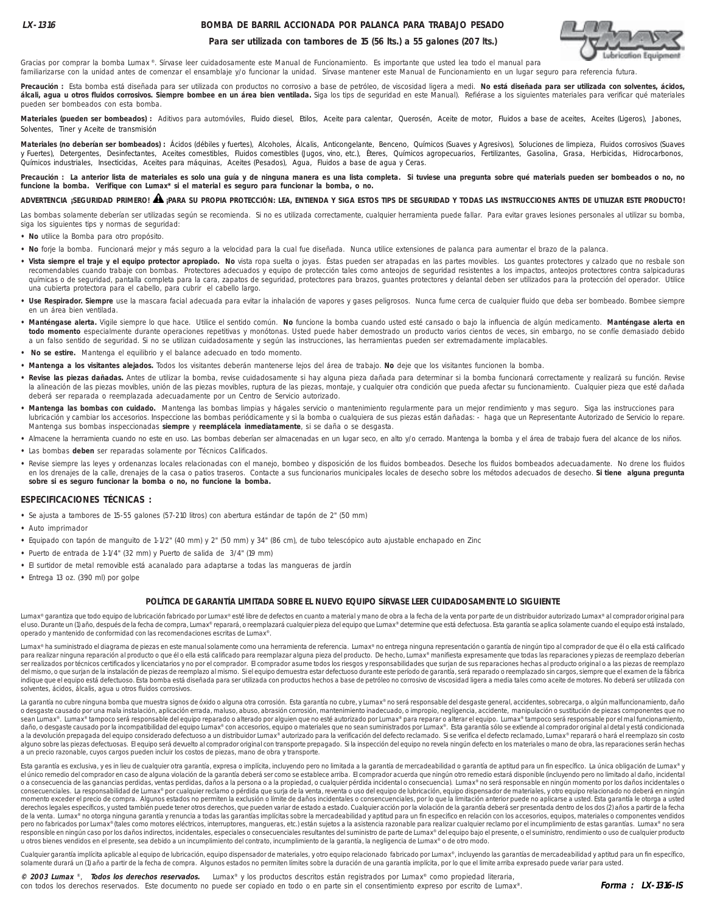LX-1316

# BOMBA DE BARRIL ACCIONADA POR PALANCA PARA TRABAJO PESADO

**Para ser utilizada con tambores de 15 (56 lts.) a 55 galones (207 lts.)**

Gracias por comprar la bomba Lumax®. Sírvase leer cuidadosamente este Manual de Funcionamiento. Es importante que usted lea todo el manual para familiarizarse con la unidad antes de comenzar el ensamblaje y/o funcionar la unidad. Sírvase mantener este Manual de Funcionamiento en un lugar seguro para referencia futura.

**Precaución :** Esta bomba está diseñada para ser utilizada con productos no corrosivo a base de petróleo, de viscosidad ligera a medi. **No está diseñada para ser utilizada con solventes, ácidos, álcali, agua u otros fluidos corrosivos. Siempre bombee en un área bien ventilada.** Siga los tips de seguridad en este Manual). Refiérase a los siguientes materiales para verificar qué materiales pueden ser bombeados con esta bomba.

**Materiales (pueden ser bombeados) :** Aditivos para automóviles, Fluido diesel, Etilos, Aceite para calentar, Querosén, Aceite de motor, Fluidos a base de aceites, Aceites (Ligeros), Jabones, Solventes, Tiner y Aceite de transmisión

**Materiales (no deberían ser bombeados) :** Ácidos (débiles y fuertes), Alcoholes, Álcalis, Anticongelante, Benceno, Químicos (Suaves y Agresivos), Soluciones de limpieza, Fluidos corrosivos (Suaves y Fuertes), Detergentes, Desinfectantes, Aceites comestibles, Fluidos comestibles (Jugos, vino, etc.), Éteres, Químicos agropecuarios, Fertilizantes, Gasolina, Grasa, Herbicidas, Hidrocarbonos, Químicos industriales, Insecticidas, Aceites para máquinas, Aceites (Pesados), Agua, Fluidos a base de agua y Ceras.

**Precaución : La anterior lista de materiales es solo una guía y de ninguna manera es una lista completa. Si tuviese una pregunta sobre qué materials pueden ser bombeados o no, no funcione la bomba. Verifique con Lumax\* si el material es seguro para funcionar la bomba, o no.**

**ADVERTENCIA ¡SEGURIDAD PRIMERO! ⚠ ¡PARA SU PROPIA PROTECCIÓN: LEA, ENTIENDA Y SIGA ESTOS TIPS DE SEGURIDAD Y TODAS LAS INSTRUCCIONES ANTES DE UTILIZAR ESTE PRODUCTO!**

Las bombas solamente deberían ser utilizadas según se recomienda. Si no es utilizada correctamente, cualquier herramienta puede fallar. Para evitar graves lesiones personales al utilizar su bomba, siga los siguientes tips y normas de seguridad:

- **No** utilice la Bomba para otro propósito.
- **No** forje la bomba. Funcionará mejor y más seguro a la velocidad para la cual fue diseñada. Nunca utilice extensiones de palanca para aumentar el brazo de la palanca.
- **Vista siempre el traje y el equipo protector apropiado. No** vista ropa suelta o joyas. Éstas pueden ser atrapadas en las partes movibles. Los guantes protectores y calzado que no resbale son recomendables cuando trabaje con bombas. Protectores adecuados y equipo de protección tales como anteojos de seguridad resistentes a los impactos, anteojos protectores contra salpicaduras químicas o de seguridad, pantalla completa para la cara, zapatos de seguridad, protectores para brazos, guantes protectores y delantal deben ser utilizados para la protección del operador. Utilice una cubierta protectora para el cabello, para cubrir el cabello largo.
- **Use Respirador. Siempre** use la mascara facial adecuada para evitar la inhalación de vapores y gases peligrosos. Nunca fume cerca de cualquier fluido que deba ser bombeado. Bombee siempre en un área bien ventilada.
- **Manténgase alerta.** Vigile siempre lo que hace. Utilice el sentido común. **No** funcione la bomba cuando usted esté cansado o bajo la influencia de algún medicamento. **Manténgase alerta en todo momento** especialmente durante operaciones repetitivas y monótonas. Usted puede haber demostrado un producto varios cientos de veces, sin embargo, no se confíe demasiado debido a un falso sentido de seguridad. Si no se utilizan cuidadosamente y según las instrucciones, las herramientas pueden ser extremadamente implacables.
- **No se estire.** Mantenga el equilibrio y el balance adecuado en todo momento.
- **Mantenga a los visitantes alejados.** Todos los visitantes deberán mantenerse lejos del área de trabajo. **No** deje que los visitantes funcionen la bomba.
- **Revise las piezas dañadas.** Antes de utilizar la bomba, revise cuidadosamente si hay alguna pieza dañada para determinar si la bomba funcionará correctamente y realizará su función. Revise la alineación de las piezas movibles, unión de las piezas movibles, ruptura de las piezas, montaje, y cualquier otra condición que pueda afectar su funcionamiento. Cualquier pieza que esté dañada deberá ser reparada o reemplazada adecuadamente por un Centro de Servicio autorizado.
- **Mantenga las bombas con cuidado.** Mantenga las bombas limpias y hágales servicio o mantenimiento regularmente para un mejor rendimiento y mas seguro. Siga las instrucciones para lubricación y cambiar los accesorios. Inspeccione las bombas periódicamente y si la bomba o cualquiera de sus piezas están dañadas: - haga que un Representante Autorizado de Servicio lo repare. Mantenga sus bombas inspeccionadas **siempre** y **reemplácela inmediatamente**, si se daña o se desgasta.
- Almacene la herramienta cuando no este en uso. Las bombas deberían ser almacenadas en un lugar seco, en alto y/o cerrado. Mantenga la bomba y el área de trabajo fuera del alcance de los niños.
- Las bombas **deben** ser reparadas solamente por Técnicos Calificados.
- Revise siempre las leyes y ordenanzas locales relacionadas con el manejo, bombeo y disposición de los fluidos bombeados. Deseche los fluidos bombeados adecuadamente. No drene los fluidos en los drenajes de la calle, drenajes de la casa o patios traseros. Contacte a sus funcionarios municipales locales de desecho sobre los métodos adecuados de desecho. **Si tiene alguna pregunta sobre si es seguro funcionar la bomba o no, no funcione la bomba.**

## ESPECIFICACIONES TÉCNICAS :

- Se ajusta a tambores de 15-55 galones (57-210 litros) con abertura estándar de tapón de 2" (50 mm)
- Auto imprimador
- Equipado con tapón de manguito de 1-1/2" (40 mm) y 2" (50 mm) y 34" (86 cm), de tubo telescópico auto ajustable enchapado en Zinc
- Puerto de entrada de 1-1/4" (32 mm) y Puerto de salida de 3/4" (19 mm)
- El surtidor de metal removible está acanalado para adaptarse a todas las mangueras de jardín
- Entrega 13 oz. (390 ml) por golpe

## POLÍTICA DE GARANTÍA LIMITADA SOBRE EL NUEVO EQUIPO SÍRVASE LEER CUIDADOSAMENTE LO SIGUIENTE

Lumax® garantiza que todo equipo de lubricación fabricado por Lumax® esté libre de defectos en cuanto a material y mano de obra a la fecha de la venta por parte de un distribuidor autorizado Lumax® al comprador original para el uso. Durante un (1) año, después de la fecha de compra, Lumax® reparará, o reemplazará cualquier pieza del equipo que Lumax® determine que está defectuosa. Esta garantía se aplica solamente cuando el equipo está instalado, operado y mantenido de conformidad con las recomendaciones escritas de Lumax®.

Lumax® ha suministrado el diagrama de piezas en este manual solamente como una herramienta de referencia. Lumax® no entrega ninguna representación o garantía de ningún tipo al comprador de que él o ella está calificado para realizar ninguna reparación al producto o que él o ella está calificado para reemplazar alguna pieza del producto. De hecho, Lumax® manifiesta expresamente que todas las reparaciones y piezas de reemplazo deberían ser realizados por técnicos certificados y licenciatarios y no por el comprador. El comprador asume todos los riesgos y responsabilidades que surjan de sus reparaciones hechas al producto original o a las piezas de reemplazo del mismo, o que surjan de la instalación de piezas de reemplazo al mismo. Si el equipo demuestra estar defectuoso durante este período de garantía, será reparado o reemplazado sin cargos, siempre que el examen de la fábrica indique que el equipo está defectuoso. Esta bomba está diseñada para ser utilizada con productos hechos a base de petróleo no corrosivo de viscosidad ligera a media tales como aceite de motores. No deberá ser utilizada con solventes, ácidos, álcalis, agua u otros fluidos corrosivos.

La garantía no cubre ninguna bomba que muestra signos de óxido o alguna otra corrosión. Esta garantía no cubre, y Lumax® no será responsable del desgaste general, accidentes, sobrecarga, o algún malfuncionamiento, daño o desgaste causado por una mala instalación, aplicación errada, maluso, abuso, abrasión corrosión, mantenimiento inadecuado, o impropio, negligencia, accidente, manipulación o sustitución de piezas componentes que no sean Lumax®. Lumax® tampoco será responsable del equipo reparado o alterado por alguien que no esté autorizado por Lumax® para reparar o alterar el equipo. Lumax® tampoco será responsable por el mal funcionamiento, daño, o desgaste causado por la incompatibilidad del equipo Lumax® con accesorios, equipo o materiales que no sean suministrados por Lumax®. Esta garantía sólo se extiende al comprador original al detal y está condicionada a la devolución prepagada del equipo considerado defectuoso a un distribuidor Lumax® autorizado para la verificación del defecto reclamado. Si se verifica el defecto reclamado, Lumax® reparará o hará el reemplazo sin costo alguno sobre las piezas defectuosas. El equipo será devuelto al comprador original con transporte prepagado. Si la inspección del equipo no revela ningún defecto en los materiales o mano de obra, las reparaciones serán hechas a un precio razonable, cuyos cargos pueden incluir los costos de piezas, mano de obra y transporte.

Esta garantía es exclusiva, y es in lieu de cualquier otra garantía, expresa o implícita, incluyendo pero no limitada a la garantía de mercadeabilidad o garantía de aptitud para un fin específico. La única obligación de Lumax® y el único remedio del comprador en caso de alguna violación de la garantía deberá ser como se establece arriba. El comprador acuerda que ningún otro remedio estará disponible (incluyendo pero no limitado al daño, incidental o a consecuencia de las ganancias perdidas, ventas perdidas, daños a la persona o a la propiedad, o cualquier pérdida incidental o consecuencia). Lumax® no será responsable en ningún momento por los daños incidentales o consecuenciales. La responsabilidad de Lumax® por cualquier reclamo o pérdida que surja de la venta, reventa o uso del equipo de lubricación, equipo dispensador de materiales, y otro equipo relacionado no deberá en ningún momento exceder el precio de compra. Algunos estados no permiten la exclusión o límite de daños incidentales o consencuenciales, por lo que la limitación anterior puede no aplicarse a usted. Esta garantía le otorga a usted derechos legales específicos, y usted también puede tener otros derechos, que pueden variar de estado a estado. Cualquier acción por la violación de la garantía deberá ser presentada dentro de los dos (2) años a partir de la fecha de la venta. Lumax® no otorga ninguna garantía y renuncia a todas las garantías implícitas sobre la mercadeabilidad y aptitud para un fin especifico en relación con los accesorios, equipos, materiales o componentes vendidos pero no fabricados por Lumax® (tales como motores eléctricos, interruptores, mangueras, etc.) están sujetos a la asistencia razonable para realizar cualquier reclamo por el incumplimiento de estas garantías. Lumax® no sera responsible en ningún caso por los daños indirectos, incidentales, especiales o consecuenciales resultantes del suministro de parte de Lumax® del equipo bajo el presente, o el suministro, rendimiento o uso de cualquier producto u otros bienes vendidos en el presente, sea debido a un incumplimiento del contrato, incumplimiento de la garantía, la negligencia de Lumax® o de otro modo.

Cualquier garantía implícita aplicable al equipo de lubricación, equipo dispensador de materiales, y otro equipo relacionado fabricado por Lumax®, incluyendo las garantías de mercadeabilidad y aptitud para un fin específico, solamente durará un (1) año a partir de la fecha de compra. Algunos estados no permiten límites sobre la duración de una garantía implícita, por lo que el límite arriba expresado puede variar para usted.

***© 2003 Lumax®, Todos los derechos reservados.*** Lumax® y los productos descritos están registrados por Lumax® como propiedad literaria, con todos los derechos reservados. Este documento no puede ser copiado en todo o en parte sin el consentimiento expreso por escrito de Lumax®.

***Forma : LX-1316-IS***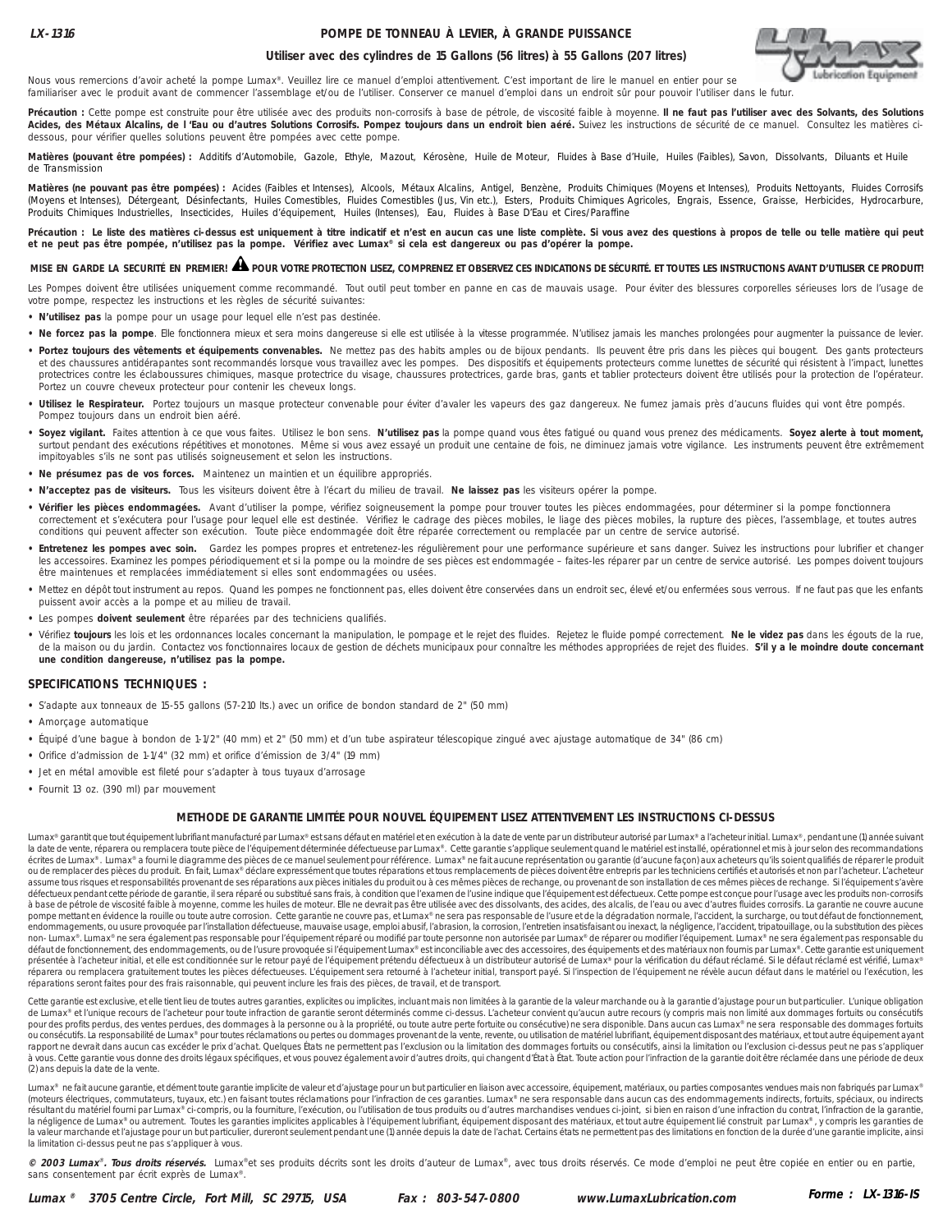LX-1316

# POMPE DE TONNEAU À LEVIER, À GRANDE PUISSANCE

**Utiliser avec des cylindres de 15 Gallons (56 litres) à 55 Gallons (207 litres)**

Nous vous remercions d'avoir acheté la pompe Lumax®. Veuillez lire ce manuel d'emploi attentivement. C'est important de lire le manuel en entier pour se familiariser avec le produit avant de commencer l'assemblage et/ou de l'utiliser. Conserver ce manuel d'emploi dans un endroit sûr pour pouvoir l'utiliser dans le futur.

**Précaution :** Cette pompe est construite pour être utilisée avec des produits non-corrosifs à base de pétrole, de viscosité faible à moyenne. **Il ne faut pas l'utiliser avec des Solvants, des Solutions Acides, des Métaux Alcalins, de l 'Eau ou d'autres Solutions Corrosifs. Pompez toujours dans un endroit bien aéré.** Suivez les instructions de sécurité de ce manuel. Consultez les matières ci-dessous, pour vérifier quelles solutions peuvent être pompées avec cette pompe.

**Matières (pouvant être pompées) :** Additifs d'Automobile, Gazole, Ethyle, Mazout, Kérosène, Huile de Moteur, Fluides à Base d'Huile, Huiles (Faibles), Savon, Dissolvants, Diluants et Huile de Transmission

**Matières (ne pouvant pas être pompées) :** Acides (Faibles et Intenses), Alcools, Métaux Alcalins, Antigel, Benzène, Produits Chimiques (Moyens et Intenses), Produits Nettoyants, Fluides Corrosifs (Moyens et Intenses), Détergeant, Désinfectants, Huiles Comestibles, Fluides Comestibles (Jus, Vin etc.), Esters, Produits Chimiques Agricoles, Engrais, Essence, Graisse, Herbicides, Hydrocarbure, Produits Chimiques Industrielles, Insecticides, Huiles d'équipement, Huiles (Intenses), Eau, Fluides à Base D'Eau et Cires/Paraffine

**Précaution : Le liste des matières ci-dessus est uniquement à titre indicatif et n'est en aucun cas une liste complète. Si vous avez des questions à propos de telle ou telle matière qui peut et ne peut pas être pompée, n'utilisez pas la pompe. Vérifiez avec Lumax® si cela est dangereux ou pas d'opérer la pompe.**

**MISE EN GARDE LA SECURITÉ EN PREMIER! ⚠ POUR VOTRE PROTECTION LISEZ, COMPRENEZ ET OBSERVEZ CES INDICATIONS DE SÉCURITÉ. ET TOUTES LES INSTRUCTIONS AVANT D'UTILISER CE PRODUIT!**

Les Pompes doivent être utilisées uniquement comme recommandé. Tout outil peut tomber en panne en cas de mauvais usage. Pour éviter des blessures corporelles sérieuses lors de l'usage de votre pompe, respectez les instructions et les règles de sécurité suivantes:

- **N'utilisez pas** la pompe pour un usage pour lequel elle n'est pas destinée.
- **Ne forcez pas la pompe**. Elle fonctionnera mieux et sera moins dangereuse si elle est utilisée à la vitesse programmée. N'utilisez jamais les manches prolongées pour augmenter la puissance de levier.
- **Portez toujours des vêtements et équipements convenables.** Ne mettez pas des habits amples ou de bijoux pendants. Ils peuvent être pris dans les pièces qui bougent. Des gants protecteurs et des chaussures antidérapantes sont recommandés lorsque vous travaillez avec les pompes. Des dispositifs et équipements protecteurs comme lunettes de sécurité qui résistent à l'impact, lunettes protectrices contre les éclaboussures chimiques, masque protectrice du visage, chaussures protectrices, garde bras, gants et tablier protecteurs doivent être utilisés pour la protection de l'opérateur. Portez un couvre cheveux protecteur pour contenir les cheveux longs.
- **Utilisez le Respirateur.** Portez toujours un masque protecteur convenable pour éviter d'avaler les vapeurs des gaz dangereux. Ne fumez jamais près d'aucuns fluides qui vont être pompés. Pompez toujours dans un endroit bien aéré.
- **Soyez vigilant.** Faites attention à ce que vous faites. Utilisez le bon sens. **N'utilisez pas** la pompe quand vous êtes fatigué ou quand vous prenez des médicaments. **Soyez alerte à tout moment,** surtout pendant des exécutions répétitives et monotones. Même si vous avez essayé un produit une centaine de fois, ne diminuez jamais votre vigilance. Les instruments peuvent être extrêmement impitoyables s'ils ne sont pas utilisés soigneusement et selon les instructions.
- **Ne présumez pas de vos forces.** Maintenez un maintien et un équilibre appropriés.
- **N'acceptez pas de visiteurs.** Tous les visiteurs doivent être à l'écart du milieu de travail. **Ne laissez pas** les visiteurs opérer la pompe.
- **Vérifier les pièces endommagées.** Avant d'utiliser la pompe, vérifiez soigneusement la pompe pour trouver toutes les pièces endommagées, pour déterminer si la pompe fonctionnera correctement et s'exécutera pour l'usage pour lequel elle est destinée. Vérifiez le cadrage des pièces mobiles, le liage des pièces mobiles, la rupture des pièces, l'assemblage, et toutes autres conditions qui peuvent affecter son exécution. Toute pièce endommagée doit être réparée correctement ou remplacée par un centre de service autorisé.
- **Entretenez les pompes avec soin.** Gardez les pompes propres et entretenez-les régulièrement pour une performance supérieure et sans danger. Suivez les instructions pour lubrifier et changer les accessoires. Examinez les pompes périodiquement et si la pompe ou la moindre de ses pièces est endommagée – faites-les réparer par un centre de service autorisé. Les pompes doivent toujours être maintenues et remplacées immédiatement si elles sont endommagées ou usées.
- Mettez en dépôt tout instrument au repos. Quand les pompes ne fonctionnent pas, elles doivent être conservées dans un endroit sec, élevé et/ou enfermées sous verrous. Il ne faut pas que les enfants puissent avoir accès à la pompe et au milieu de travail.
- Les pompes **doivent seulement** être réparées par des techniciens qualifiés.
- Vérifiez **toujours** les lois et les ordonnances locales concernant la manipulation, le pompage et le rejet des fluides. Rejetez le fluide pompé correctement. **Ne le videz pas** dans les égouts de la rue, de la maison ou du jardin. Contactez vos fonctionnaires locaux de gestion de déchets municipaux pour connaître les méthodes appropriées de rejet des fluides. **S'il y a le moindre doute concernant une condition dangereuse, n'utilisez pas la pompe.**

## SPECIFICATIONS TECHNIQUES :

- S'adapte aux tonneaux de 15-55 gallons (57-210 lts.) avec un orifice de bondon standard de 2" (50 mm)
- Amorçage automatique
- Équipé d'une bague à bondon de 1-1/2" (40 mm) et 2" (50 mm) et d'un tube aspirateur télescopique zingué avec ajustage automatique de 34" (86 cm)
- Orifice d'admission de 1-1/4" (32 mm) et orifice d'émission de 3/4" (19 mm)
- Jet en métal amovible est fileté pour s'adapter à tous tuyaux d'arrosage
- Fournit 13 oz. (390 ml) par mouvement

## METHODE DE GARANTIE LIMITÉE POUR NOUVEL ÉQUIPEMENT LISEZ ATTENTIVEMENT LES INSTRUCTIONS CI-DESSUS

Lumax® garantit que tout équipement lubrifiant manufacturé par Lumax® est sans défaut en matériel et en exécution à la date de vente par un distributeur autorisé par Lumax® a l'acheteur initial. Lumax®, pendant une (1) année suivant la date de vente, réparera ou remplacera toute pièce de l'équipement déterminée défectueuse par Lumax®. Cette garantie s'applique seulement quand le matériel est installé, opérationnel et mis à jour selon des recommandations écrites de Lumax®. Lumax® a fourni le diagramme des pièces de ce manuel seulement pour référence. Lumax® ne fait aucune représentation ou garantie (d'aucune façon) aux acheteurs qu'ils soient qualifiés de réparer le produit ou de remplacer des pièces du produit. En fait, Lumax® déclare expressément que toutes réparations et tous remplacements de pièces doivent être entrepris par les techniciens certifiés et autorisés et non par l'acheteur. L'acheteur assume tous risques et responsabilités provenant de ses réparations aux pièces initiales du produit ou à ces mêmes pièces de rechange, ou provenant de son installation de ces mêmes pièces de rechange. Si l'équipement s'avère défectueux pendant cette période de garantie, il sera réparé ou substitué sans frais, à condition que l'examen de l'usine indique que l'équipement est défectueux. Cette pompe est conçue pour l'usage avec les produits non-corrosifs à base de pétrole de viscosité faible à moyenne, comme les huiles de moteur. Elle ne devrait pas être utilisée avec des dissolvants, des acides, des alcalis, de l'eau ou avec d'autres fluides corrosifs. La garantie ne couvre aucune pompe mettant en évidence la rouille ou toute autre corrosion. Cette garantie ne couvre pas, et Lumax® ne sera pas responsable de l'usure et de la dégradation normale, l'accident, la surcharge, ou tout défaut de fonctionnement, endommagements, ou usure provoquée par l'installation défectueuse, mauvaise usage, emploi abusif, l'abrasion, la corrosion, l'entretien insatisfaisant ou inexact, la négligence, l'accident, tripatouillage, ou la substitution des pièces non- Lumax®. Lumax® ne sera également pas responsable pour l'équipement réparé ou modifié par toute personne non autorisée par Lumax® de réparer ou modifier l'équipement. Lumax® ne sera également pas responsable du défaut de fonctionnement, des endommagements, ou de l'usure provoquée si l'équipement Lumax® est inconciliable avec des accessoires, des équipements et des matériaux non fournis par Lumax®. Cette garantie est uniquement présentée à l'acheteur initial, et elle est conditionnée sur le retour payé de l'équipement prétendu défectueux à un distributeur autorisé de Lumax® pour la vérification du défaut réclamé. Si le défaut réclamé est vérifié, Lumax® réparera ou remplacera gratuitement toutes les pièces défectueuses. L'équipement sera retourné à l'acheteur initial, transport payé. Si l'inspection de l'équipement ne révèle aucun défaut dans le matériel ou l'exécution, les réparations seront faites pour des frais raisonnable, qui peuvent inclure les frais des pièces, de travail, et de transport.

Cette garantie est exclusive, et elle tient lieu de toutes autres garanties, explicites ou implicites, incluant mais non limitées à la garantie de la valeur marchande ou à la garantie d'ajustage pour un but particulier. L'unique obligation de Lumax® et l'unique recours de l'acheteur pour toute infraction de garantie seront déterminés comme ci-dessus. L'acheteur convient qu'aucun autre recours (y compris mais non limité aux dommages fortuits ou consécutifs pour des profits perdus, des ventes perdues, des dommages à la personne ou à la propriété, ou toute autre perte fortuite ou consécutive) ne sera disponible. Dans aucun cas Lumax® ne sera responsable des dommages fortuits ou consécutifs. La responsabilité de Lumax® pour toutes réclamations ou pertes ou dommages provenant de la vente, revente, ou utilisation de matériel lubrifiant, équipement disposant des matériaux, et tout autre équipement ayant rapport ne devrait dans aucun cas excéder le prix d'achat. Quelques États ne permettent pas l'exclusion ou la limitation des dommages fortuits ou consécutifs, ainsi la limitation ou l'exclusion ci-dessus peut ne pas s'appliquer à vous. Cette garantie vous donne des droits légaux spécifiques, et vous pouvez également avoir d'autres droits, qui changent d'État à État. Toute action pour l'infraction de la garantie doit être réclamée dans une période de deux (2) ans depuis la date de la vente.

Lumax® ne fait aucune garantie, et dément toute garantie implicite de valeur et d'ajustage pour un but particulier en liaison avec accessoire, équipement, matériaux, ou parties composantes vendues mais non fabriqués par Lumax® (moteurs électriques, commutateurs, tuyaux, etc.) en faisant toutes réclamations pour l'infraction de ces garanties. Lumax® ne sera responsable dans aucun cas des endommagements indirects, fortuits, spéciaux, ou indirects résultant du matériel fourni par Lumax® ci-compris, ou la fourniture, l'exécution, ou l'utilisation de tous produits ou d'autres marchandises vendues ci-joint, si bien en raison d'une infraction du contrat, l'infraction de la garantie, la négligence de Lumax® ou autrement. Toutes les garanties implicites applicables à l'équipement lubrifiant, équipement disposant des matériaux, et tout autre équipement lié construit par Lumax®, y compris les garanties de la valeur marchande et l'ajustage pour un but particulier, dureront seulement pendant une (1) année depuis la date de l'achat. Certains états ne permettent pas des limitations en fonction de la durée d'une garantie implicite, ainsi la limitation ci-dessus peut ne pas s'appliquer à vous.

***© 2003 Lumax®. Tous droits réservés.*** Lumax® et ses produits décrits sont les droits d'auteur de Lumax®, avec tous droits réservés. Ce mode d'emploi ne peut être copiée en entier ou en partie, sans consentement par écrit exprès de Lumax®.

*Lumax® 3705 Centre Circle, Fort Mill, SC 29715, USA    Fax : 803-547-0800    www.LumaxLubrication.com*

*Forme : LX-1316-IS*